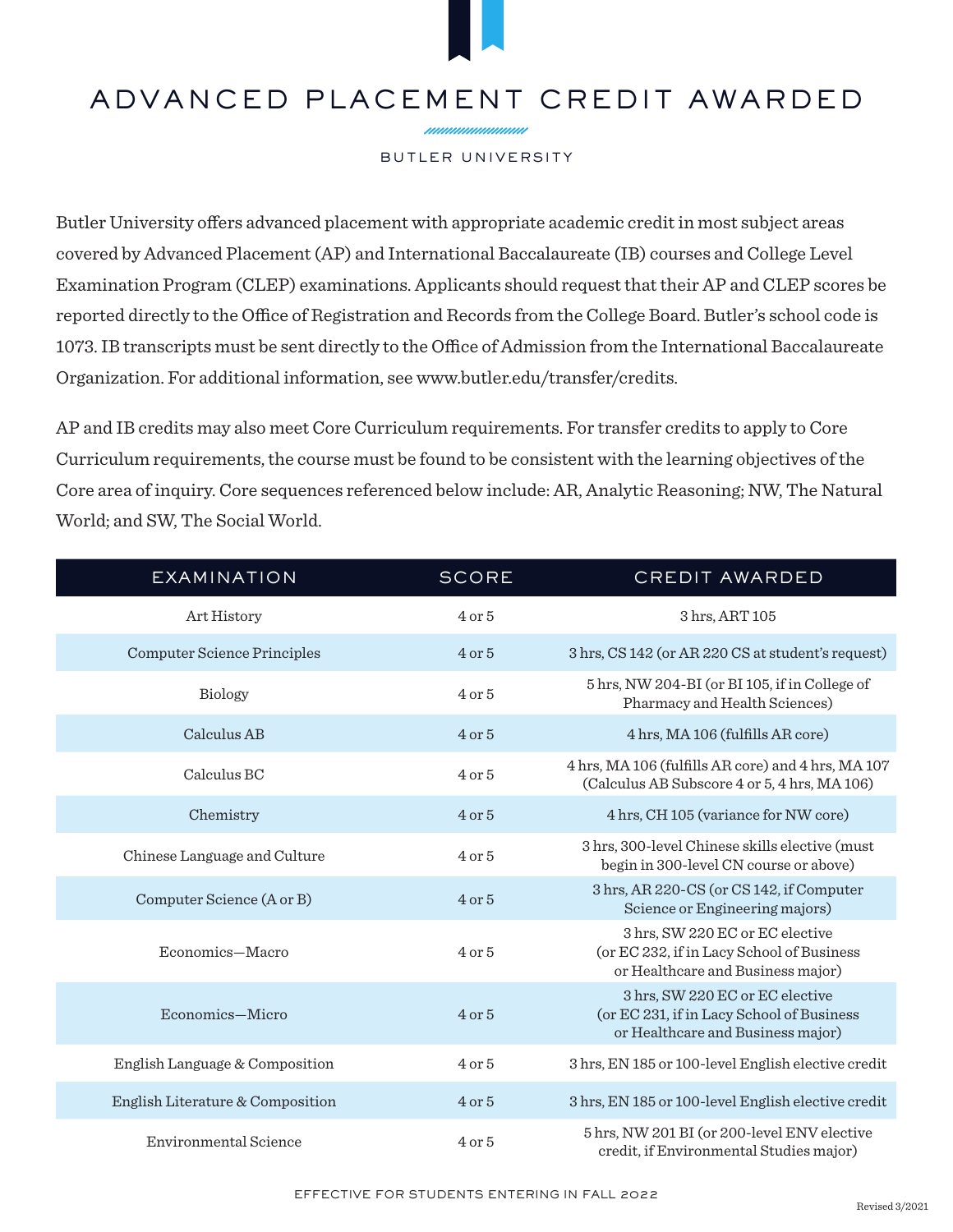# ADVANCED PLACEMENT CREDIT AWARDED

BUTLER UNIVERSITY

Butler University offers advanced placement with appropriate academic credit in most subject areas covered by Advanced Placement (AP) and International Baccalaureate (IB) courses and College Level Examination Program (CLEP) examinations. Applicants should request that their AP and CLEP scores be reported directly to the Office of Registration and Records from the College Board. Butler's school code is 1073. IB transcripts must be sent directly to the Office of Admission from the International Baccalaureate Organization. For additional information, see www.butler.edu/transfer/credits.

AP and IB credits may also meet Core Curriculum requirements. For transfer credits to apply to Core Curriculum requirements, the course must be found to be consistent with the learning objectives of the Core area of inquiry. Core sequences referenced below include: AR, Analytic Reasoning; NW, The Natural World; and SW, The Social World.

| EXAMINATION | SCORE | CREDIT AWARDED |
|---|---|---|
| Art History | 4 or 5 | 3 hrs, ART 105 |
| Computer Science Principles | 4 or 5 | 3 hrs, CS 142 (or AR 220 CS at student's request) |
| Biology | 4 or 5 | 5 hrs, NW 204-BI (or BI 105, if in College of Pharmacy and Health Sciences) |
| Calculus AB | 4 or 5 | 4 hrs, MA 106 (fulfills AR core) |
| Calculus BC | 4 or 5 | 4 hrs, MA 106 (fulfills AR core) and 4 hrs, MA 107 (Calculus AB Subscore 4 or 5, 4 hrs, MA 106) |
| Chemistry | 4 or 5 | 4 hrs, CH 105 (variance for NW core) |
| Chinese Language and Culture | 4 or 5 | 3 hrs, 300-level Chinese skills elective (must begin in 300-level CN course or above) |
| Computer Science (A or B) | 4 or 5 | 3 hrs, AR 220-CS (or CS 142, if Computer Science or Engineering majors) |
| Economics—Macro | 4 or 5 | 3 hrs, SW 220 EC or EC elective (or EC 232, if in Lacy School of Business or Healthcare and Business major) |
| Economics—Micro | 4 or 5 | 3 hrs, SW 220 EC or EC elective (or EC 231, if in Lacy School of Business or Healthcare and Business major) |
| English Language & Composition | 4 or 5 | 3 hrs, EN 185 or 100-level English elective credit |
| English Literature & Composition | 4 or 5 | 3 hrs, EN 185 or 100-level English elective credit |
| Environmental Science | 4 or 5 | 5 hrs, NW 201 BI (or 200-level ENV elective credit, if Environmental Studies major) |

EFFECTIVE FOR STUDENTS ENTERING IN FALL 2022

Revised 3/2021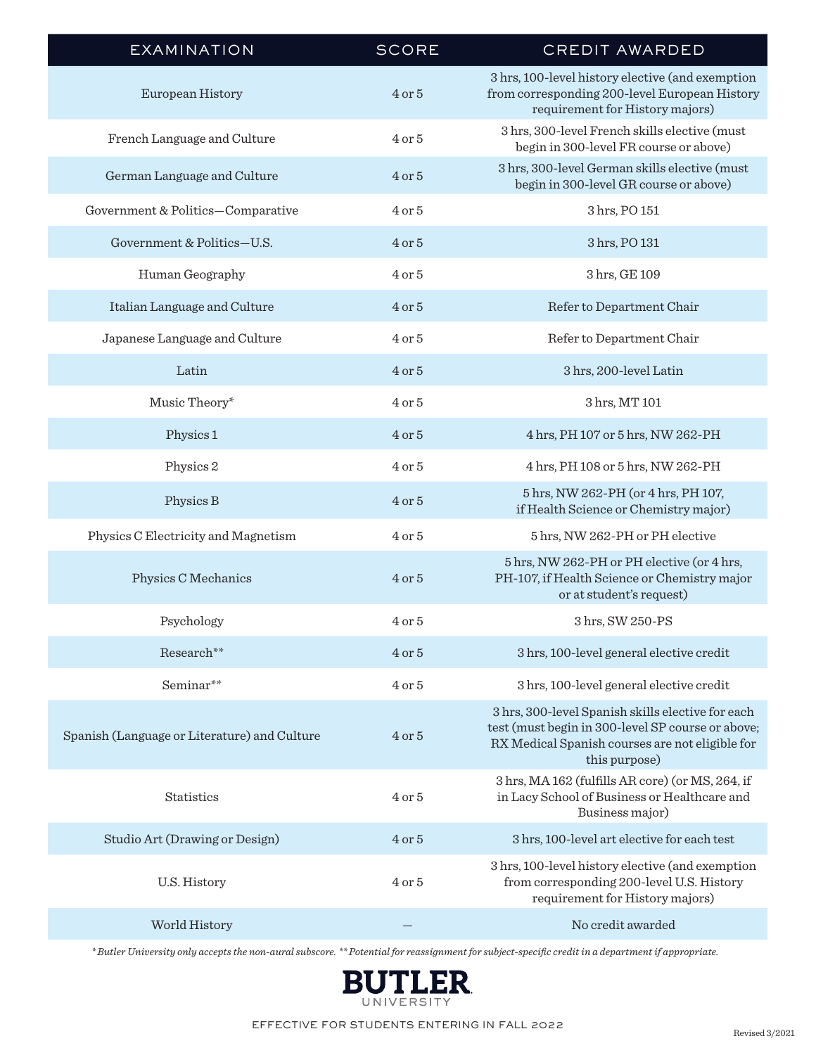| EXAMINATION | SCORE | CREDIT AWARDED |
| --- | --- | --- |
| European History | 4 or 5 | 3 hrs, 100-level history elective (and exemption from corresponding 200-level European History requirement for History majors) |
| French Language and Culture | 4 or 5 | 3 hrs, 300-level French skills elective (must begin in 300-level FR course or above) |
| German Language and Culture | 4 or 5 | 3 hrs, 300-level German skills elective (must begin in 300-level GR course or above) |
| Government & Politics—Comparative | 4 or 5 | 3 hrs, PO 151 |
| Government & Politics—U.S. | 4 or 5 | 3 hrs, PO 131 |
| Human Geography | 4 or 5 | 3 hrs, GE 109 |
| Italian Language and Culture | 4 or 5 | Refer to Department Chair |
| Japanese Language and Culture | 4 or 5 | Refer to Department Chair |
| Latin | 4 or 5 | 3 hrs, 200-level Latin |
| Music Theory* | 4 or 5 | 3 hrs, MT 101 |
| Physics 1 | 4 or 5 | 4 hrs, PH 107 or 5 hrs, NW 262-PH |
| Physics 2 | 4 or 5 | 4 hrs, PH 108 or 5 hrs, NW 262-PH |
| Physics B | 4 or 5 | 5 hrs, NW 262-PH (or 4 hrs, PH 107, if Health Science or Chemistry major) |
| Physics C Electricity and Magnetism | 4 or 5 | 5 hrs, NW 262-PH or PH elective |
| Physics C Mechanics | 4 or 5 | 5 hrs, NW 262-PH or PH elective (or 4 hrs, PH-107, if Health Science or Chemistry major or at student's request) |
| Psychology | 4 or 5 | 3 hrs, SW 250-PS |
| Research** | 4 or 5 | 3 hrs, 100-level general elective credit |
| Seminar** | 4 or 5 | 3 hrs, 100-level general elective credit |
| Spanish (Language or Literature) and Culture | 4 or 5 | 3 hrs, 300-level Spanish skills elective for each test (must begin in 300-level SP course or above; RX Medical Spanish courses are not eligible for this purpose) |
| Statistics | 4 or 5 | 3 hrs, MA 162 (fulfills AR core) (or MS, 264, if in Lacy School of Business or Healthcare and Business major) |
| Studio Art (Drawing or Design) | 4 or 5 | 3 hrs, 100-level art elective for each test |
| U.S. History | 4 or 5 | 3 hrs, 100-level history elective (and exemption from corresponding 200-level U.S. History requirement for History majors) |
| World History | — | No credit awarded |

*\* Butler University only accepts the non-aural subscore. \*\* Potential for reassignment for subject-specific credit in a department if appropriate.*

BUTLER UNIVERSITY

EFFECTIVE FOR STUDENTS ENTERING IN FALL 2022

Revised 3/2021